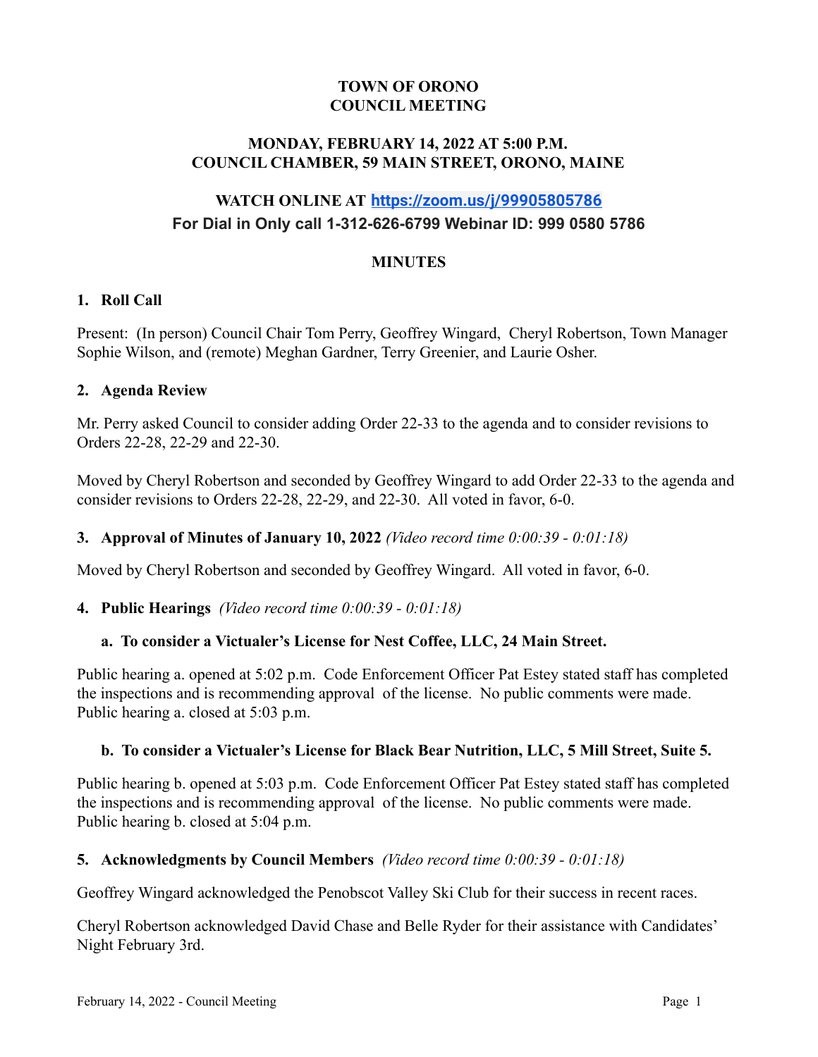# TOWN OF ORONO
# COUNCIL MEETING

## MONDAY, FEBRUARY 14, 2022 AT 5:00 P.M.
## COUNCIL CHAMBER, 59 MAIN STREET, ORONO, MAINE

## WATCH ONLINE AT [https://zoom.us/j/99905805786](https://zoom.us/j/99905805786)
**For Dial in Only call 1-312-626-6799 Webinar ID: 999 0580 5786**

## MINUTES

### 1. Roll Call

Present: (In person) Council Chair Tom Perry, Geoffrey Wingard, Cheryl Robertson, Town Manager Sophie Wilson, and (remote) Meghan Gardner, Terry Greenier, and Laurie Osher.

### 2. Agenda Review

Mr. Perry asked Council to consider adding Order 22-33 to the agenda and to consider revisions to Orders 22-28, 22-29 and 22-30.

Moved by Cheryl Robertson and seconded by Geoffrey Wingard to add Order 22-33 to the agenda and consider revisions to Orders 22-28, 22-29, and 22-30. All voted in favor, 6-0.

### 3. Approval of Minutes of January 10, 2022 *(Video record time 0:00:39 - 0:01:18)*

Moved by Cheryl Robertson and seconded by Geoffrey Wingard. All voted in favor, 6-0.

### 4. Public Hearings *(Video record time 0:00:39 - 0:01:18)*

**a. To consider a Victualer's License for Nest Coffee, LLC, 24 Main Street.**

Public hearing a. opened at 5:02 p.m. Code Enforcement Officer Pat Estey stated staff has completed the inspections and is recommending approval of the license. No public comments were made. Public hearing a. closed at 5:03 p.m.

**b. To consider a Victualer's License for Black Bear Nutrition, LLC, 5 Mill Street, Suite 5.**

Public hearing b. opened at 5:03 p.m. Code Enforcement Officer Pat Estey stated staff has completed the inspections and is recommending approval of the license. No public comments were made. Public hearing b. closed at 5:04 p.m.

### 5. Acknowledgments by Council Members *(Video record time 0:00:39 - 0:01:18)*

Geoffrey Wingard acknowledged the Penobscot Valley Ski Club for their success in recent races.

Cheryl Robertson acknowledged David Chase and Belle Ryder for their assistance with Candidates' Night February 3rd.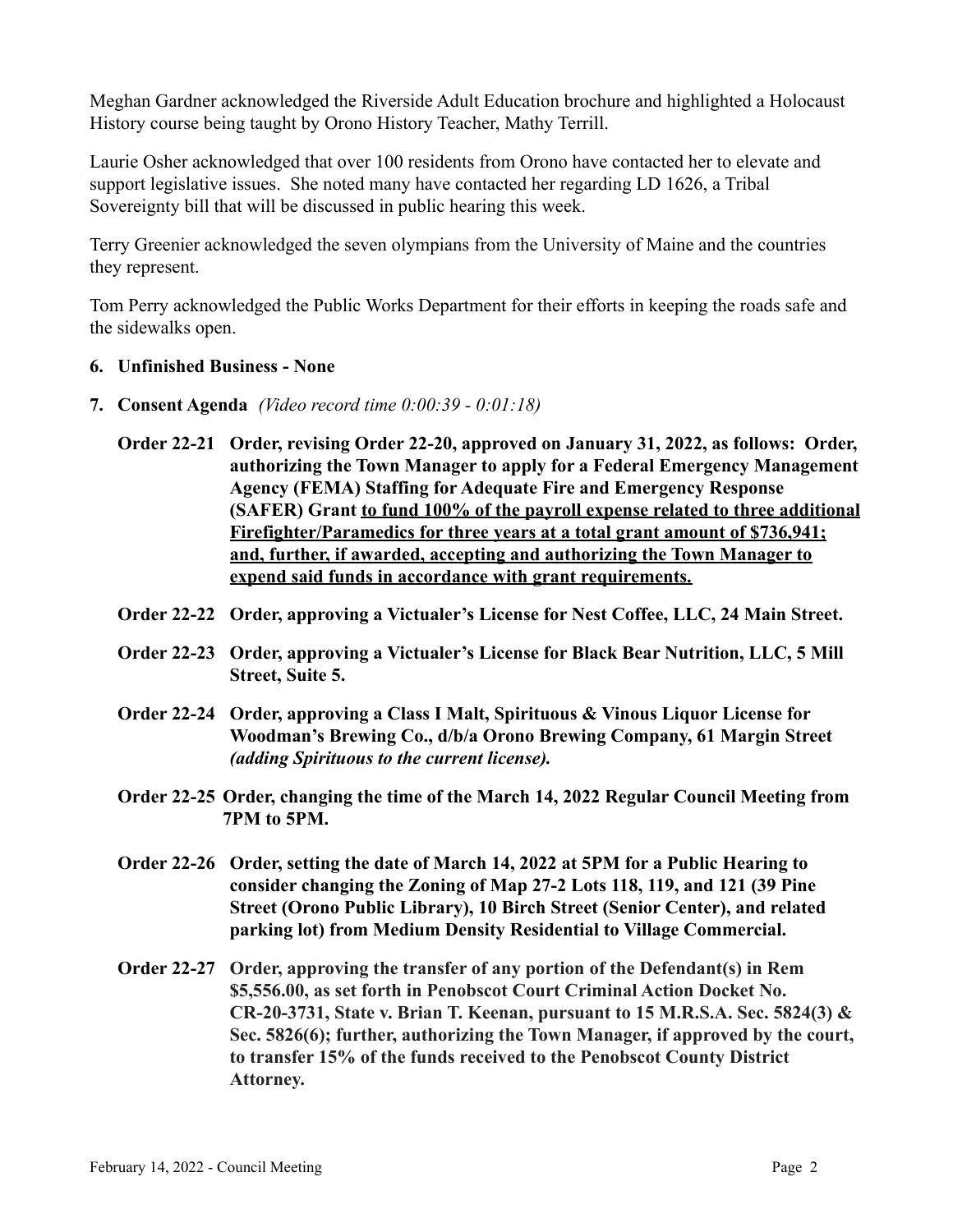Meghan Gardner acknowledged the Riverside Adult Education brochure and highlighted a Holocaust History course being taught by Orono History Teacher, Mathy Terrill.

Laurie Osher acknowledged that over 100 residents from Orono have contacted her to elevate and support legislative issues. She noted many have contacted her regarding LD 1626, a Tribal Sovereignty bill that will be discussed in public hearing this week.

Terry Greenier acknowledged the seven olympians from the University of Maine and the countries they represent.

Tom Perry acknowledged the Public Works Department for their efforts in keeping the roads safe and the sidewalks open.

**6. Unfinished Business - None**

**7. Consent Agenda** *(Video record time 0:00:39 - 0:01:18)*

**Order 22-21 Order, revising Order 22-20, approved on January 31, 2022, as follows: Order, authorizing the Town Manager to apply for a Federal Emergency Management Agency (FEMA) Staffing for Adequate Fire and Emergency Response (SAFER) Grant <u>to fund 100% of the payroll expense related to three additional Firefighter/Paramedics for three years at a total grant amount of $736,941; and, further, if awarded, accepting and authorizing the Town Manager to expend said funds in accordance with grant requirements.</u>**

**Order 22-22 Order, approving a Victualer's License for Nest Coffee, LLC, 24 Main Street.**

**Order 22-23 Order, approving a Victualer's License for Black Bear Nutrition, LLC, 5 Mill Street, Suite 5.**

**Order 22-24 Order, approving a Class I Malt, Spirituous & Vinous Liquor License for Woodman's Brewing Co., d/b/a Orono Brewing Company, 61 Margin Street** ***(adding Spirituous to the current license).***

**Order 22-25 Order, changing the time of the March 14, 2022 Regular Council Meeting from 7PM to 5PM.**

**Order 22-26 Order, setting the date of March 14, 2022 at 5PM for a Public Hearing to consider changing the Zoning of Map 27-2 Lots 118, 119, and 121 (39 Pine Street (Orono Public Library), 10 Birch Street (Senior Center), and related parking lot) from Medium Density Residential to Village Commercial.**

**Order 22-27 Order, approving the transfer of any portion of the Defendant(s) in Rem $5,556.00, as set forth in Penobscot Court Criminal Action Docket No. CR-20-3731, State v. Brian T. Keenan, pursuant to 15 M.R.S.A. Sec. 5824(3) & Sec. 5826(6); further, authorizing the Town Manager, if approved by the court, to transfer 15% of the funds received to the Penobscot County District Attorney.**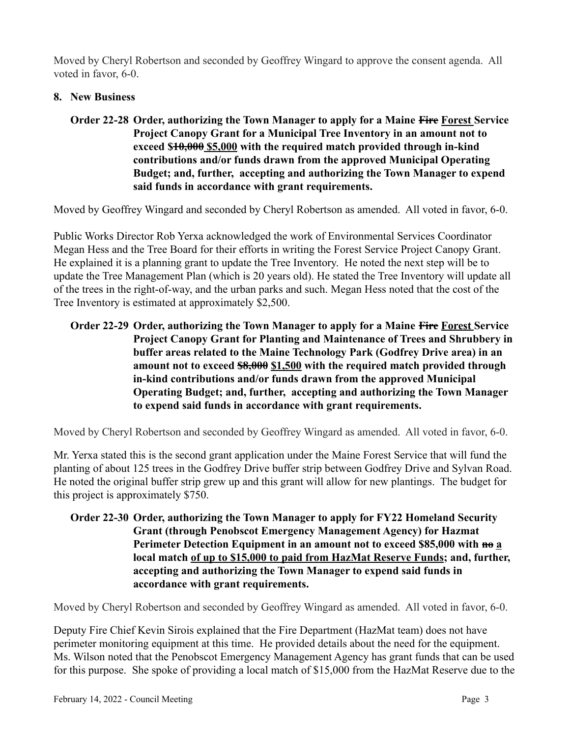Moved by Cheryl Robertson and seconded by Geoffrey Wingard to approve the consent agenda. All voted in favor, 6-0.

**8. New Business**

**Order 22-28 Order, authorizing the Town Manager to apply for a Maine ~~Fire~~ Forest Service Project Canopy Grant for a Municipal Tree Inventory in an amount not to exceed $~~10,000~~ $5,000 with the required match provided through in-kind contributions and/or funds drawn from the approved Municipal Operating Budget; and, further, accepting and authorizing the Town Manager to expend said funds in accordance with grant requirements.**

Moved by Geoffrey Wingard and seconded by Cheryl Robertson as amended. All voted in favor, 6-0.

Public Works Director Rob Yerxa acknowledged the work of Environmental Services Coordinator Megan Hess and the Tree Board for their efforts in writing the Forest Service Project Canopy Grant. He explained it is a planning grant to update the Tree Inventory. He noted the next step will be to update the Tree Management Plan (which is 20 years old). He stated the Tree Inventory will update all of the trees in the right-of-way, and the urban parks and such. Megan Hess noted that the cost of the Tree Inventory is estimated at approximately $2,500.

**Order 22-29 Order, authorizing the Town Manager to apply for a Maine ~~Fire~~ Forest Service Project Canopy Grant for Planting and Maintenance of Trees and Shrubbery in buffer areas related to the Maine Technology Park (Godfrey Drive area) in an amount not to exceed ~~$8,000~~ $1,500 with the required match provided through in-kind contributions and/or funds drawn from the approved Municipal Operating Budget; and, further, accepting and authorizing the Town Manager to expend said funds in accordance with grant requirements.**

Moved by Cheryl Robertson and seconded by Geoffrey Wingard as amended. All voted in favor, 6-0.

Mr. Yerxa stated this is the second grant application under the Maine Forest Service that will fund the planting of about 125 trees in the Godfrey Drive buffer strip between Godfrey Drive and Sylvan Road. He noted the original buffer strip grew up and this grant will allow for new plantings. The budget for this project is approximately $750.

**Order 22-30 Order, authorizing the Town Manager to apply for FY22 Homeland Security Grant (through Penobscot Emergency Management Agency) for Hazmat Perimeter Detection Equipment in an amount not to exceed $85,000 with ~~no~~ a local match of up to $15,000 to paid from HazMat Reserve Funds; and, further, accepting and authorizing the Town Manager to expend said funds in accordance with grant requirements.**

Moved by Cheryl Robertson and seconded by Geoffrey Wingard as amended. All voted in favor, 6-0.

Deputy Fire Chief Kevin Sirois explained that the Fire Department (HazMat team) does not have perimeter monitoring equipment at this time. He provided details about the need for the equipment. Ms. Wilson noted that the Penobscot Emergency Management Agency has grant funds that can be used for this purpose. She spoke of providing a local match of $15,000 from the HazMat Reserve due to the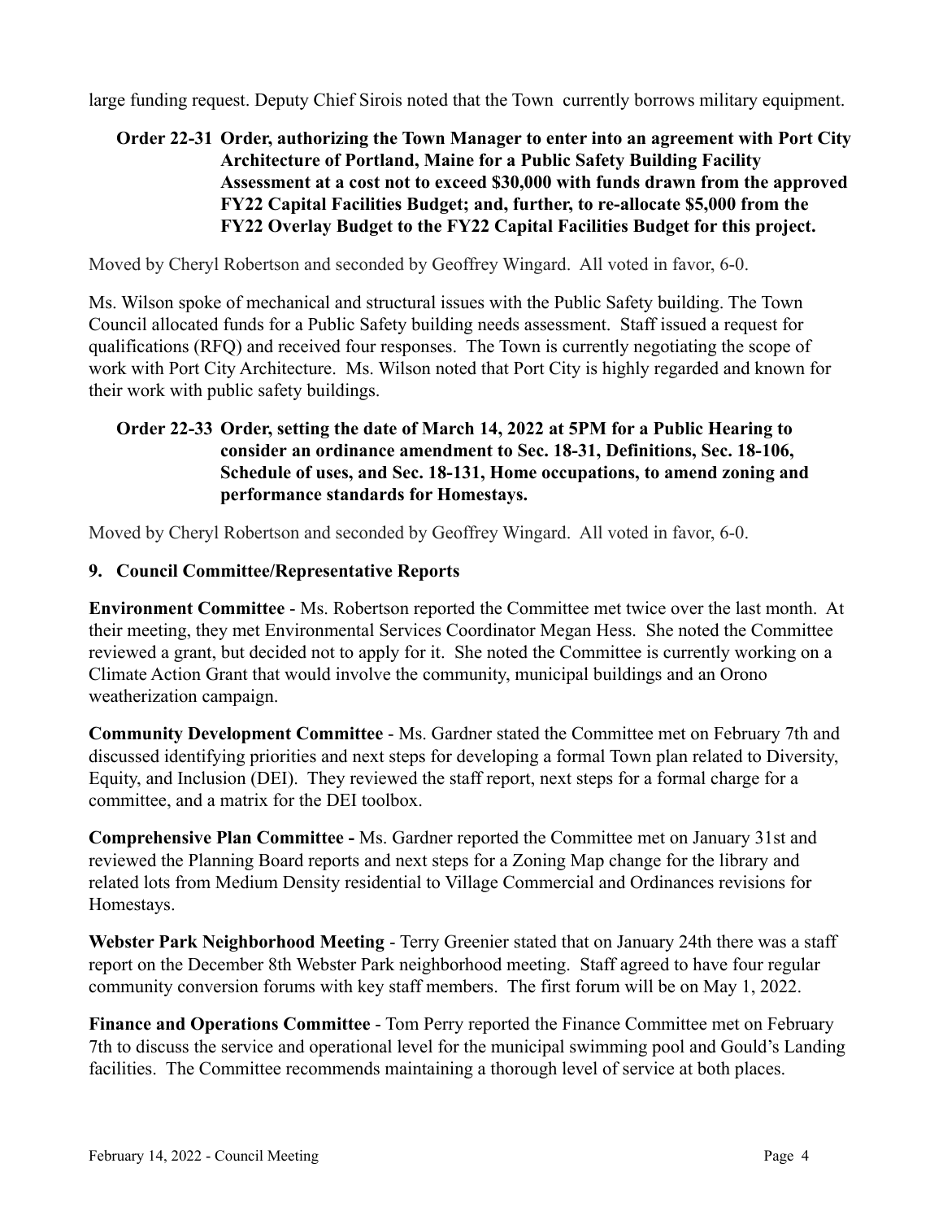large funding request. Deputy Chief Sirois noted that the Town currently borrows military equipment.

**Order 22-31 Order, authorizing the Town Manager to enter into an agreement with Port City Architecture of Portland, Maine for a Public Safety Building Facility Assessment at a cost not to exceed $30,000 with funds drawn from the approved FY22 Capital Facilities Budget; and, further, to re-allocate $5,000 from the FY22 Overlay Budget to the FY22 Capital Facilities Budget for this project.**

Moved by Cheryl Robertson and seconded by Geoffrey Wingard. All voted in favor, 6-0.

Ms. Wilson spoke of mechanical and structural issues with the Public Safety building. The Town Council allocated funds for a Public Safety building needs assessment. Staff issued a request for qualifications (RFQ) and received four responses. The Town is currently negotiating the scope of work with Port City Architecture. Ms. Wilson noted that Port City is highly regarded and known for their work with public safety buildings.

**Order 22-33 Order, setting the date of March 14, 2022 at 5PM for a Public Hearing to consider an ordinance amendment to Sec. 18-31, Definitions, Sec. 18-106, Schedule of uses, and Sec. 18-131, Home occupations, to amend zoning and performance standards for Homestays.**

Moved by Cheryl Robertson and seconded by Geoffrey Wingard. All voted in favor, 6-0.

**9. Council Committee/Representative Reports**

**Environment Committee** - Ms. Robertson reported the Committee met twice over the last month. At their meeting, they met Environmental Services Coordinator Megan Hess. She noted the Committee reviewed a grant, but decided not to apply for it. She noted the Committee is currently working on a Climate Action Grant that would involve the community, municipal buildings and an Orono weatherization campaign.

**Community Development Committee** - Ms. Gardner stated the Committee met on February 7th and discussed identifying priorities and next steps for developing a formal Town plan related to Diversity, Equity, and Inclusion (DEI). They reviewed the staff report, next steps for a formal charge for a committee, and a matrix for the DEI toolbox.

**Comprehensive Plan Committee -** Ms. Gardner reported the Committee met on January 31st and reviewed the Planning Board reports and next steps for a Zoning Map change for the library and related lots from Medium Density residential to Village Commercial and Ordinances revisions for Homestays.

**Webster Park Neighborhood Meeting** - Terry Greenier stated that on January 24th there was a staff report on the December 8th Webster Park neighborhood meeting. Staff agreed to have four regular community conversion forums with key staff members. The first forum will be on May 1, 2022.

**Finance and Operations Committee** - Tom Perry reported the Finance Committee met on February 7th to discuss the service and operational level for the municipal swimming pool and Gould's Landing facilities. The Committee recommends maintaining a thorough level of service at both places.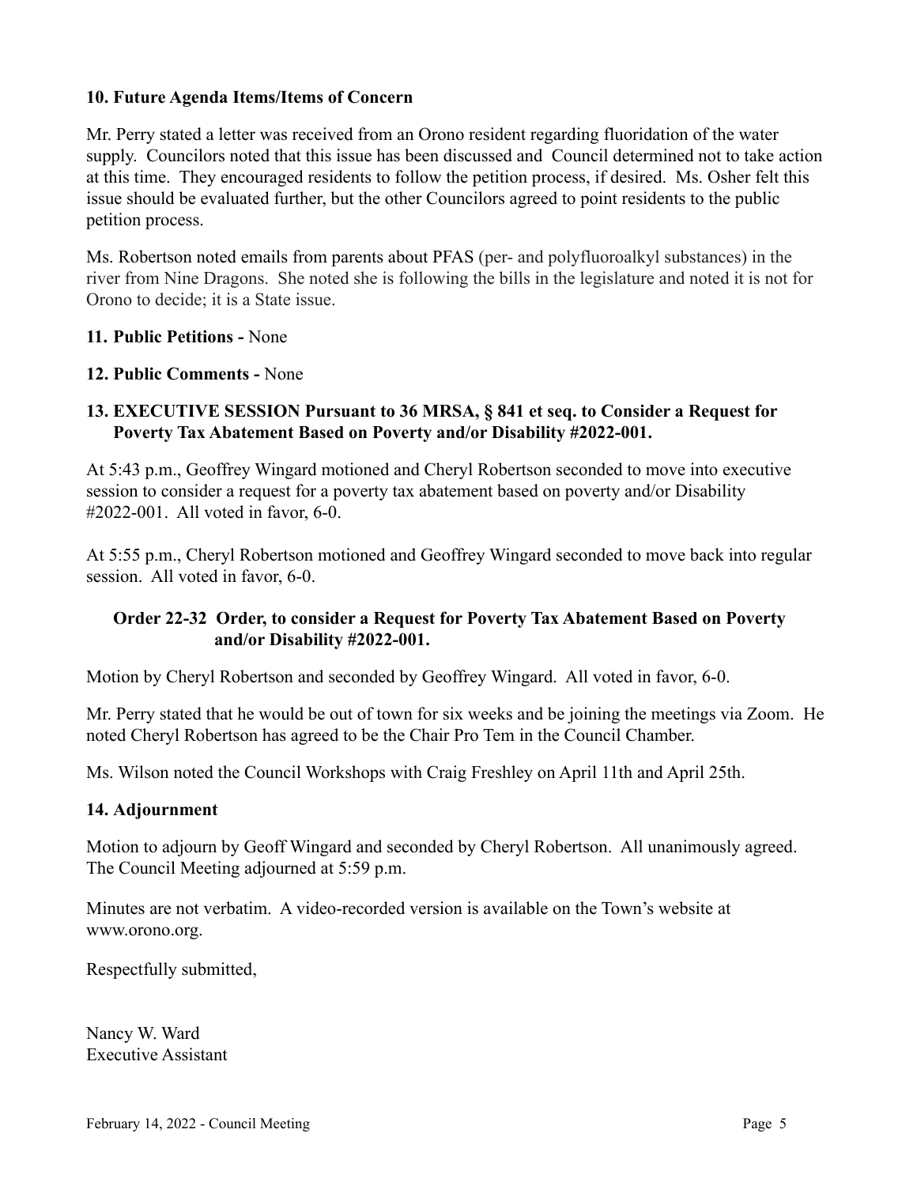**10. Future Agenda Items/Items of Concern**

Mr. Perry stated a letter was received from an Orono resident regarding fluoridation of the water supply. Councilors noted that this issue has been discussed and Council determined not to take action at this time. They encouraged residents to follow the petition process, if desired. Ms. Osher felt this issue should be evaluated further, but the other Councilors agreed to point residents to the public petition process.

Ms. Robertson noted emails from parents about PFAS (per- and polyfluoroalkyl substances) in the river from Nine Dragons. She noted she is following the bills in the legislature and noted it is not for Orono to decide; it is a State issue.

**11. Public Petitions -** None

**12. Public Comments -** None

**13. EXECUTIVE SESSION Pursuant to 36 MRSA, § 841 et seq. to Consider a Request for Poverty Tax Abatement Based on Poverty and/or Disability #2022-001.**

At 5:43 p.m., Geoffrey Wingard motioned and Cheryl Robertson seconded to move into executive session to consider a request for a poverty tax abatement based on poverty and/or Disability #2022-001. All voted in favor, 6-0.

At 5:55 p.m., Cheryl Robertson motioned and Geoffrey Wingard seconded to move back into regular session. All voted in favor, 6-0.

**Order 22-32 Order, to consider a Request for Poverty Tax Abatement Based on Poverty and/or Disability #2022-001.**

Motion by Cheryl Robertson and seconded by Geoffrey Wingard. All voted in favor, 6-0.

Mr. Perry stated that he would be out of town for six weeks and be joining the meetings via Zoom. He noted Cheryl Robertson has agreed to be the Chair Pro Tem in the Council Chamber.

Ms. Wilson noted the Council Workshops with Craig Freshley on April 11th and April 25th.

**14. Adjournment**

Motion to adjourn by Geoff Wingard and seconded by Cheryl Robertson. All unanimously agreed. The Council Meeting adjourned at 5:59 p.m.

Minutes are not verbatim. A video-recorded version is available on the Town's website at www.orono.org.

Respectfully submitted,

Nancy W. Ward
Executive Assistant